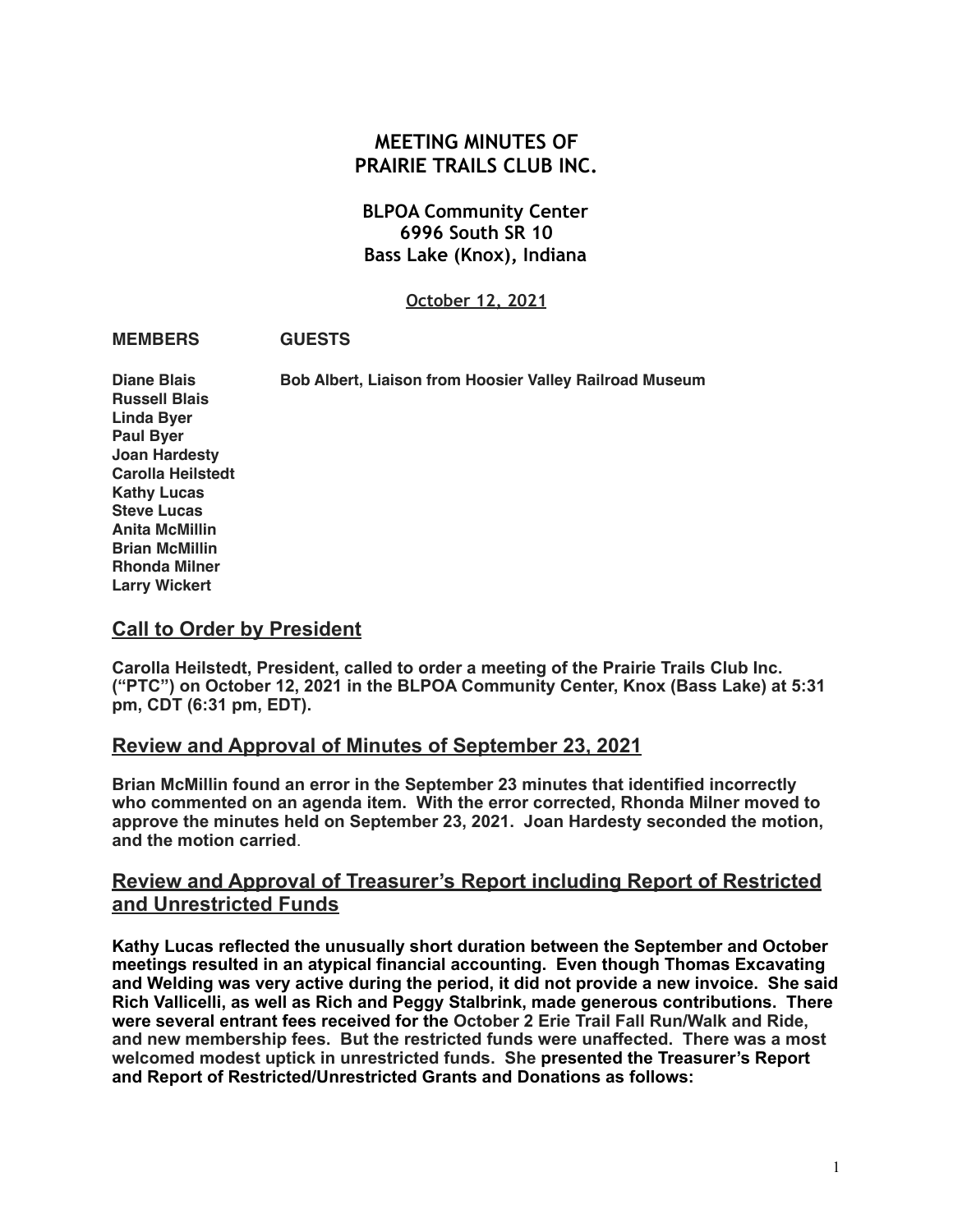# MEETING MINUTES OF PRAIRIE TRAILS CLUB INC.

**BLPOA Community Center**
**6996 South SR 10**
**Bass Lake (Knox), Indiana**

**October 12, 2021**

| MEMBERS | GUESTS |
|---|---|
| Diane Blais | Bob Albert, Liaison from Hoosier Valley Railroad Museum |
| Russell Blais | |
| Linda Byer | |
| Paul Byer | |
| Joan Hardesty | |
| Carolla Heilstedt | |
| Kathy Lucas | |
| Steve Lucas | |
| Anita McMillin | |
| Brian McMillin | |
| Rhonda Milner | |
| Larry Wickert | |

## Call to Order by President

**Carolla Heilstedt, President, called to order a meeting of the Prairie Trails Club Inc. ("PTC") on October 12, 2021 in the BLPOA Community Center, Knox (Bass Lake) at 5:31 pm, CDT (6:31 pm, EDT).**

## Review and Approval of Minutes of September 23, 2021

**Brian McMillin found an error in the September 23 minutes that identified incorrectly who commented on an agenda item. With the error corrected, Rhonda Milner moved to approve the minutes held on September 23, 2021. Joan Hardesty seconded the motion, and the motion carried.**

## Review and Approval of Treasurer's Report including Report of Restricted and Unrestricted Funds

**Kathy Lucas reflected the unusually short duration between the September and October meetings resulted in an atypical financial accounting. Even though Thomas Excavating and Welding was very active during the period, it did not provide a new invoice. She said Rich Vallicelli, as well as Rich and Peggy Stalbrink, made generous contributions. There were several entrant fees received for the October 2 Erie Trail Fall Run/Walk and Ride, and new membership fees. But the restricted funds were unaffected. There was a most welcomed modest uptick in unrestricted funds. She presented the Treasurer's Report and Report of Restricted/Unrestricted Grants and Donations as follows:**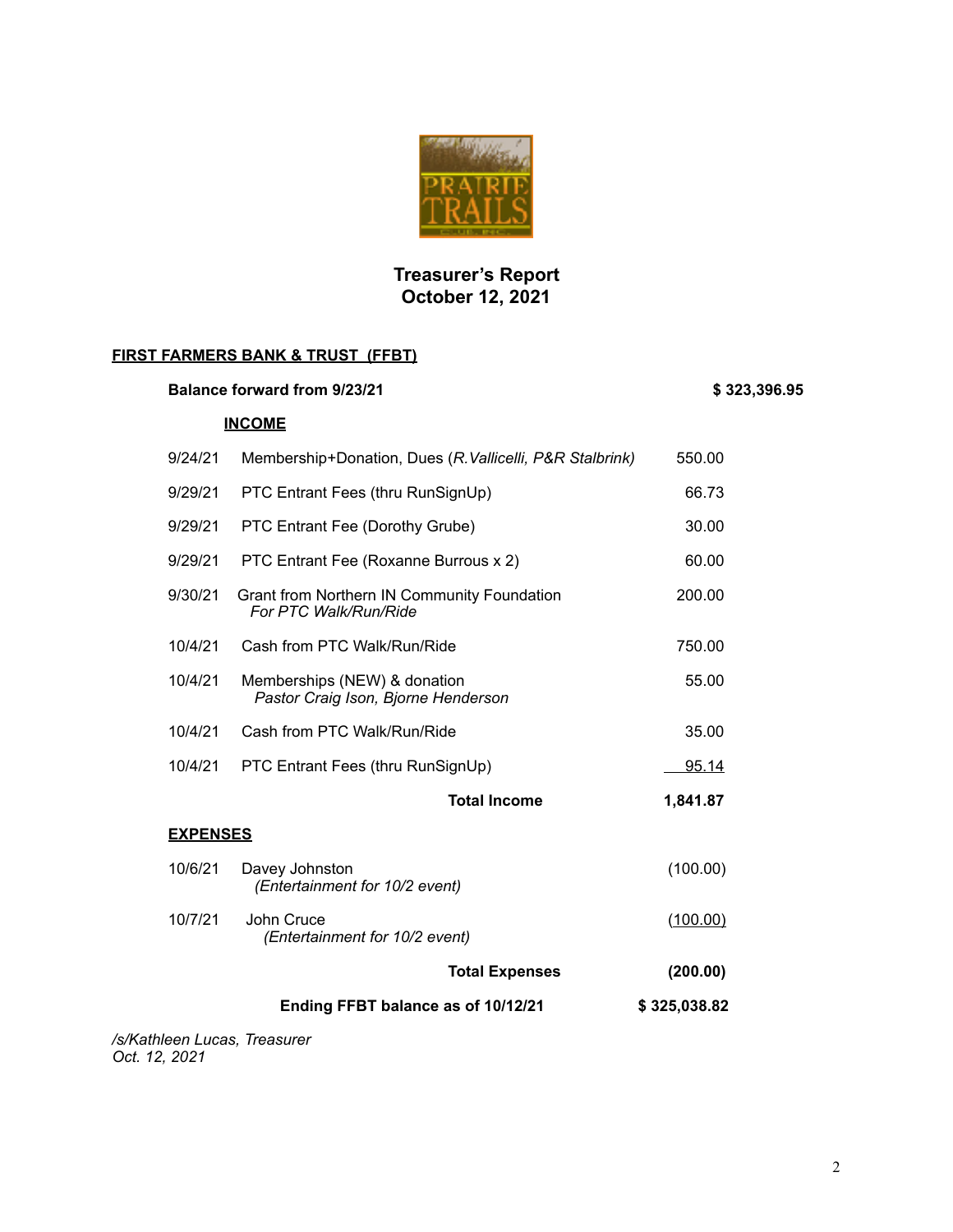# Treasurer's Report
## October 12, 2021

**FIRST FARMERS BANK & TRUST (FFBT)**

**Balance forward from 9/23/21** **$ 323,396.95**

**INCOME**

| Date | Description | Amount |
|---|---|---|
| 9/24/21 | Membership+Donation, Dues (*R.Vallicelli, P&R Stalbrink)* | 550.00 |
| 9/29/21 | PTC Entrant Fees (thru RunSignUp) | 66.73 |
| 9/29/21 | PTC Entrant Fee (Dorothy Grube) | 30.00 |
| 9/29/21 | PTC Entrant Fee (Roxanne Burrous x 2) | 60.00 |
| 9/30/21 | Grant from Northern IN Community Foundation *For PTC Walk/Run/Ride* | 200.00 |
| 10/4/21 | Cash from PTC Walk/Run/Ride | 750.00 |
| 10/4/21 | Memberships (NEW) & donation *Pastor Craig Ison, Bjorne Henderson* | 55.00 |
| 10/4/21 | Cash from PTC Walk/Run/Ride | 35.00 |
| 10/4/21 | PTC Entrant Fees (thru RunSignUp) | 95.14 |
| | **Total Income** | **1,841.87** |

**EXPENSES**

| Date | Description | Amount |
|---|---|---|
| 10/6/21 | Davey Johnston *(Entertainment for 10/2 event)* | (100.00) |
| 10/7/21 | John Cruce *(Entertainment for 10/2 event)* | (100.00) |
| | **Total Expenses** | **(200.00)** |
| | **Ending FFBT balance as of 10/12/21** | **$ 325,038.82** |

*/s/Kathleen Lucas, Treasurer*
*Oct. 12, 2021*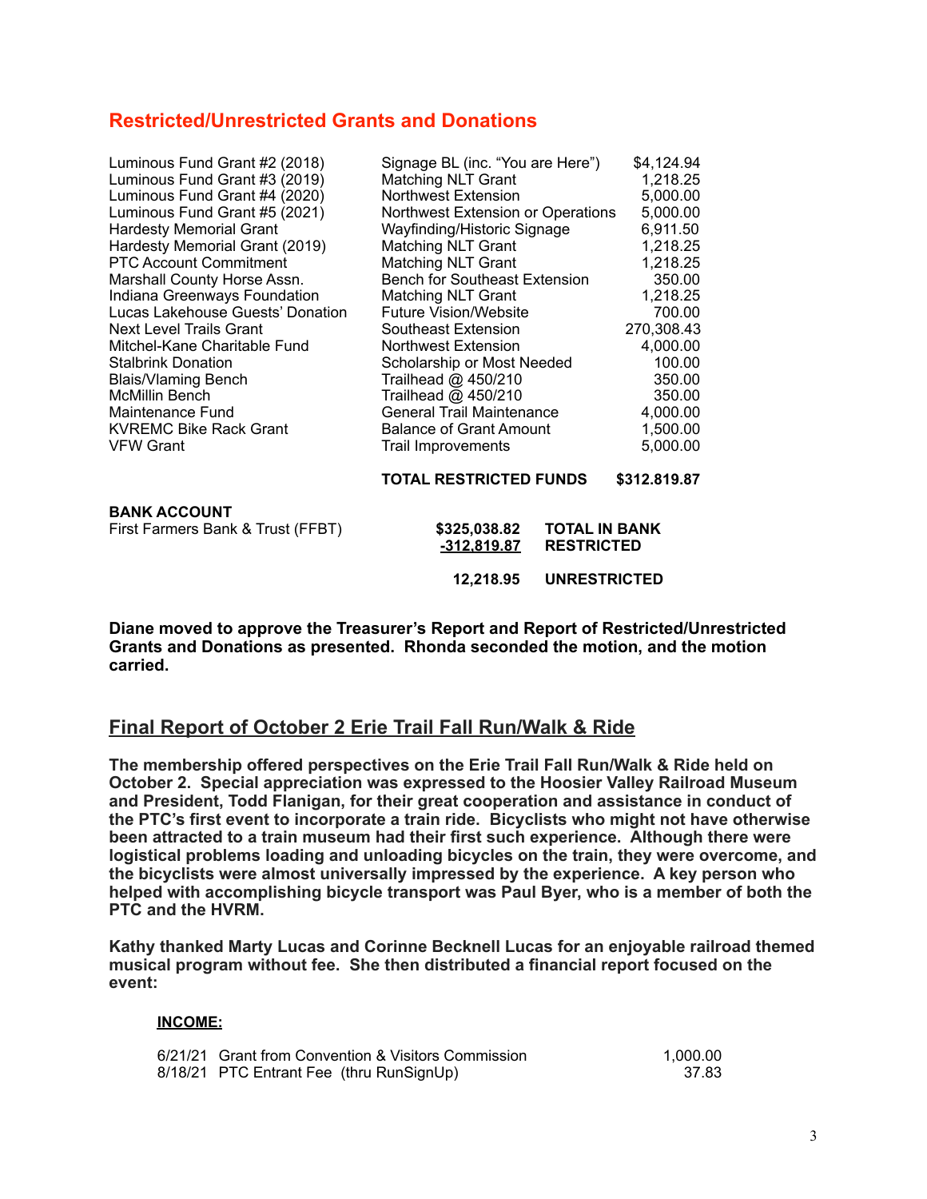## Restricted/Unrestricted Grants and Donations

| | | |
|---|---|---|
| Luminous Fund Grant #2 (2018) | Signage BL (inc. "You are Here") | $4,124.94 |
| Luminous Fund Grant #3 (2019) | Matching NLT Grant | 1,218.25 |
| Luminous Fund Grant #4 (2020) | Northwest Extension | 5,000.00 |
| Luminous Fund Grant #5 (2021) | Northwest Extension or Operations | 5,000.00 |
| Hardesty Memorial Grant | Wayfinding/Historic Signage | 6,911.50 |
| Hardesty Memorial Grant (2019) | Matching NLT Grant | 1,218.25 |
| PTC Account Commitment | Matching NLT Grant | 1,218.25 |
| Marshall County Horse Assn. | Bench for Southeast Extension | 350.00 |
| Indiana Greenways Foundation | Matching NLT Grant | 1,218.25 |
| Lucas Lakehouse Guests' Donation | Future Vision/Website | 700.00 |
| Next Level Trails Grant | Southeast Extension | 270,308.43 |
| Mitchel-Kane Charitable Fund | Northwest Extension | 4,000.00 |
| Stalbrink Donation | Scholarship or Most Needed | 100.00 |
| Blais/Vlaming Bench | Trailhead @ 450/210 | 350.00 |
| McMillin Bench | Trailhead @ 450/210 | 350.00 |
| Maintenance Fund | General Trail Maintenance | 4,000.00 |
| KVREMC Bike Rack Grant | Balance of Grant Amount | 1,500.00 |
| VFW Grant | Trail Improvements | 5,000.00 |
| | **TOTAL RESTRICTED FUNDS** | **$312.819.87** |

**BANK ACCOUNT**

| | | |
|---|---|---|
| First Farmers Bank & Trust (FFBT) | **$325,038.82** | **TOTAL IN BANK** |
| | **-312,819.87** | **RESTRICTED** |
| | **12,218.95** | **UNRESTRICTED** |

**Diane moved to approve the Treasurer's Report and Report of Restricted/Unrestricted Grants and Donations as presented. Rhonda seconded the motion, and the motion carried.**

## Final Report of October 2 Erie Trail Fall Run/Walk & Ride

**The membership offered perspectives on the Erie Trail Fall Run/Walk & Ride held on October 2. Special appreciation was expressed to the Hoosier Valley Railroad Museum and President, Todd Flanigan, for their great cooperation and assistance in conduct of the PTC's first event to incorporate a train ride. Bicyclists who might not have otherwise been attracted to a train museum had their first such experience. Although there were logistical problems loading and unloading bicycles on the train, they were overcome, and the bicyclists were almost universally impressed by the experience. A key person who helped with accomplishing bicycle transport was Paul Byer, who is a member of both the PTC and the HVRM.**

**Kathy thanked Marty Lucas and Corinne Becknell Lucas for an enjoyable railroad themed musical program without fee. She then distributed a financial report focused on the event:**

**INCOME:**

| | | |
|---|---|---|
| 6/21/21 | Grant from Convention & Visitors Commission | 1,000.00 |
| 8/18/21 | PTC Entrant Fee (thru RunSignUp) | 37.83 |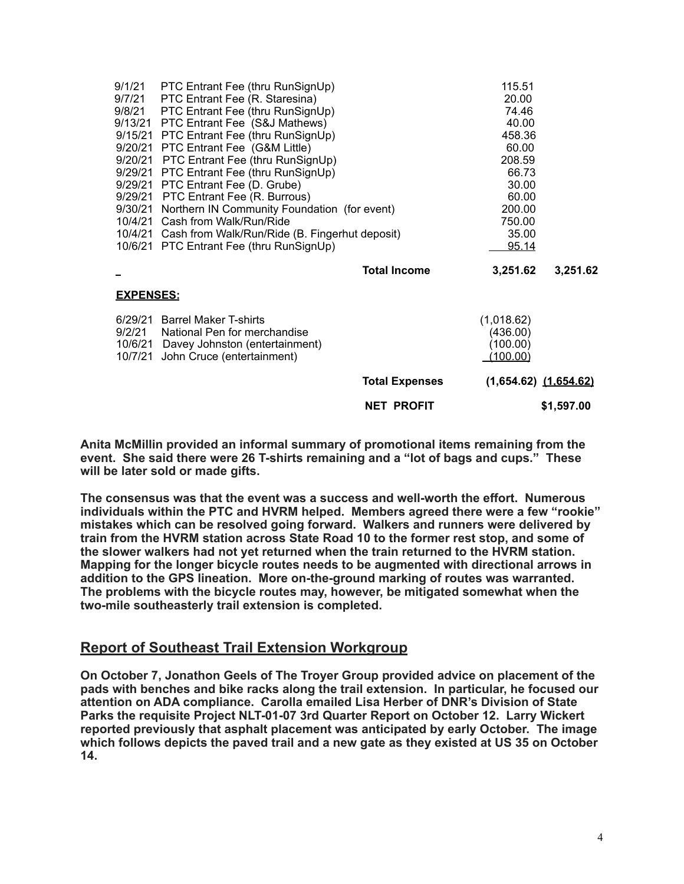| Date | Description | | Amount | Total |
|---|---|---|---|---|
| 9/1/21 | PTC Entrant Fee (thru RunSignUp) | | 115.51 | |
| 9/7/21 | PTC Entrant Fee (R. Staresina) | | 20.00 | |
| 9/8/21 | PTC Entrant Fee (thru RunSignUp) | | 74.46 | |
| 9/13/21 | PTC Entrant Fee (S&J Mathews) | | 40.00 | |
| 9/15/21 | PTC Entrant Fee (thru RunSignUp) | | 458.36 | |
| 9/20/21 | PTC Entrant Fee (G&M Little) | | 60.00 | |
| 9/20/21 | PTC Entrant Fee (thru RunSignUp) | | 208.59 | |
| 9/29/21 | PTC Entrant Fee (thru RunSignUp) | | 66.73 | |
| 9/29/21 | PTC Entrant Fee (D. Grube) | | 30.00 | |
| 9/29/21 | PTC Entrant Fee (R. Burrous) | | 60.00 | |
| 9/30/21 | Northern IN Community Foundation (for event) | | 200.00 | |
| 10/4/21 | Cash from Walk/Run/Ride | | 750.00 | |
| 10/4/21 | Cash from Walk/Run/Ride (B. Fingerhut deposit) | | 35.00 | |
| 10/6/21 | PTC Entrant Fee (thru RunSignUp) | | 95.14 | |
| | | **Total Income** | **3,251.62** | **3,251.62** |

**EXPENSES:**

| Date | Description | | Amount | Total |
|---|---|---|---|---|
| 6/29/21 | Barrel Maker T-shirts | | (1,018.62) | |
| 9/2/21 | National Pen for merchandise | | (436.00) | |
| 10/6/21 | Davey Johnston (entertainment) | | (100.00) | |
| 10/7/21 | John Cruce (entertainment) | | (100.00) | |
| | | **Total Expenses** | **(1,654.62)** | **(1,654.62)** |
| | | **NET PROFIT** | | **$1,597.00** |

**Anita McMillin provided an informal summary of promotional items remaining from the event. She said there were 26 T-shirts remaining and a "lot of bags and cups." These will be later sold or made gifts.**

**The consensus was that the event was a success and well-worth the effort. Numerous individuals within the PTC and HVRM helped. Members agreed there were a few "rookie" mistakes which can be resolved going forward. Walkers and runners were delivered by train from the HVRM station across State Road 10 to the former rest stop, and some of the slower walkers had not yet returned when the train returned to the HVRM station. Mapping for the longer bicycle routes needs to be augmented with directional arrows in addition to the GPS lineation. More on-the-ground marking of routes was warranted. The problems with the bicycle routes may, however, be mitigated somewhat when the two-mile southeasterly trail extension is completed.**

## Report of Southeast Trail Extension Workgroup

**On October 7, Jonathon Geels of The Troyer Group provided advice on placement of the pads with benches and bike racks along the trail extension. In particular, he focused our attention on ADA compliance. Carolla emailed Lisa Herber of DNR's Division of State Parks the requisite Project NLT-01-07 3rd Quarter Report on October 12. Larry Wickert reported previously that asphalt placement was anticipated by early October. The image which follows depicts the paved trail and a new gate as they existed at US 35 on October 14.**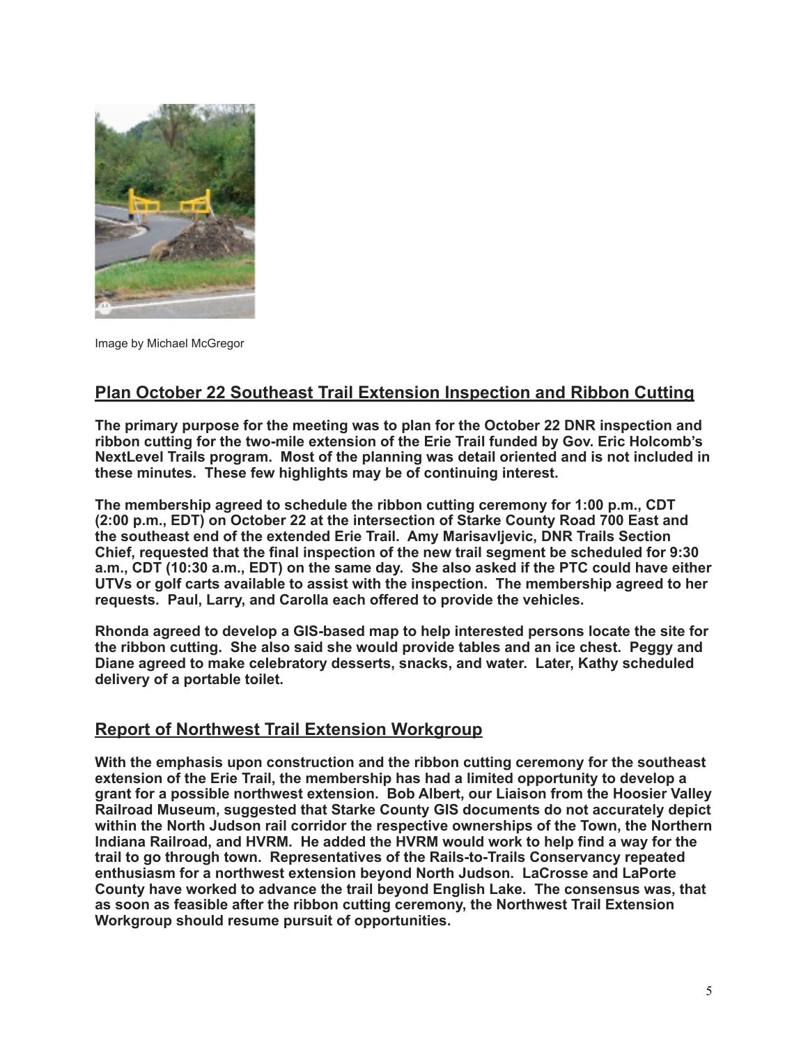Image by Michael McGregor

## Plan October 22 Southeast Trail Extension Inspection and Ribbon Cutting

**The primary purpose for the meeting was to plan for the October 22 DNR inspection and ribbon cutting for the two-mile extension of the Erie Trail funded by Gov. Eric Holcomb's NextLevel Trails program. Most of the planning was detail oriented and is not included in these minutes. These few highlights may be of continuing interest.**

**The membership agreed to schedule the ribbon cutting ceremony for 1:00 p.m., CDT (2:00 p.m., EDT) on October 22 at the intersection of Starke County Road 700 East and the southeast end of the extended Erie Trail. Amy Marisavljevic, DNR Trails Section Chief, requested that the final inspection of the new trail segment be scheduled for 9:30 a.m., CDT (10:30 a.m., EDT) on the same day. She also asked if the PTC could have either UTVs or golf carts available to assist with the inspection. The membership agreed to her requests. Paul, Larry, and Carolla each offered to provide the vehicles.**

**Rhonda agreed to develop a GIS-based map to help interested persons locate the site for the ribbon cutting. She also said she would provide tables and an ice chest. Peggy and Diane agreed to make celebratory desserts, snacks, and water. Later, Kathy scheduled delivery of a portable toilet.**

## Report of Northwest Trail Extension Workgroup

**With the emphasis upon construction and the ribbon cutting ceremony for the southeast extension of the Erie Trail, the membership has had a limited opportunity to develop a grant for a possible northwest extension. Bob Albert, our Liaison from the Hoosier Valley Railroad Museum, suggested that Starke County GIS documents do not accurately depict within the North Judson rail corridor the respective ownerships of the Town, the Northern Indiana Railroad, and HVRM. He added the HVRM would work to help find a way for the trail to go through town. Representatives of the Rails-to-Trails Conservancy repeated enthusiasm for a northwest extension beyond North Judson. LaCrosse and LaPorte County have worked to advance the trail beyond English Lake. The consensus was, that as soon as feasible after the ribbon cutting ceremony, the Northwest Trail Extension Workgroup should resume pursuit of opportunities.**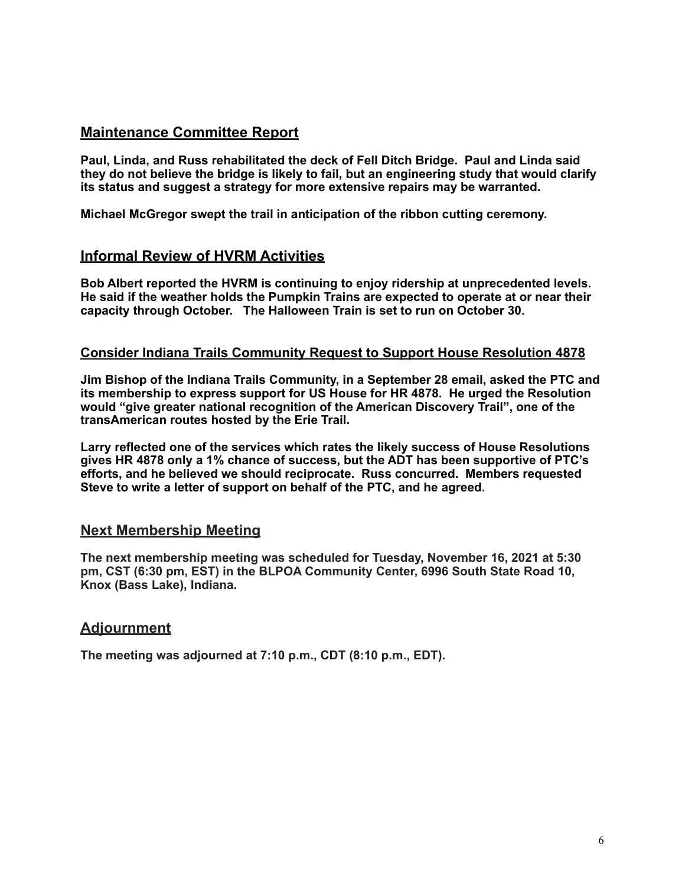## Maintenance Committee Report

**Paul, Linda, and Russ rehabilitated the deck of Fell Ditch Bridge. Paul and Linda said they do not believe the bridge is likely to fail, but an engineering study that would clarify its status and suggest a strategy for more extensive repairs may be warranted.**

**Michael McGregor swept the trail in anticipation of the ribbon cutting ceremony.**

## Informal Review of HVRM Activities

**Bob Albert reported the HVRM is continuing to enjoy ridership at unprecedented levels. He said if the weather holds the Pumpkin Trains are expected to operate at or near their capacity through October. The Halloween Train is set to run on October 30.**

### Consider Indiana Trails Community Request to Support House Resolution 4878

**Jim Bishop of the Indiana Trails Community, in a September 28 email, asked the PTC and its membership to express support for US House for HR 4878. He urged the Resolution would "give greater national recognition of the American Discovery Trail", one of the transAmerican routes hosted by the Erie Trail.**

**Larry reflected one of the services which rates the likely success of House Resolutions gives HR 4878 only a 1% chance of success, but the ADT has been supportive of PTC's efforts, and he believed we should reciprocate. Russ concurred. Members requested Steve to write a letter of support on behalf of the PTC, and he agreed.**

## Next Membership Meeting

**The next membership meeting was scheduled for Tuesday, November 16, 2021 at 5:30 pm, CST (6:30 pm, EST) in the BLPOA Community Center, 6996 South State Road 10, Knox (Bass Lake), Indiana.**

## Adjournment

**The meeting was adjourned at 7:10 p.m., CDT (8:10 p.m., EDT).**